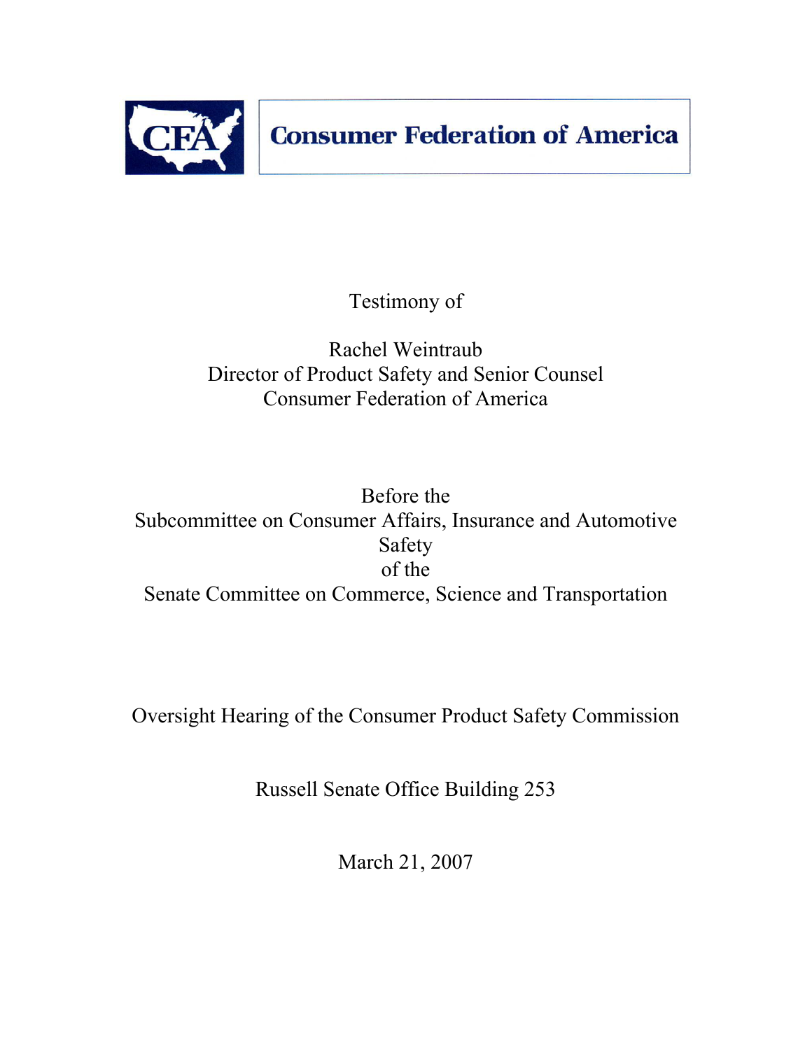**Consumer Federation of America**

Testimony of

Rachel Weintraub
Director of Product Safety and Senior Counsel
Consumer Federation of America

Before the
Subcommittee on Consumer Affairs, Insurance and Automotive Safety
of the
Senate Committee on Commerce, Science and Transportation

Oversight Hearing of the Consumer Product Safety Commission

Russell Senate Office Building 253

March 21, 2007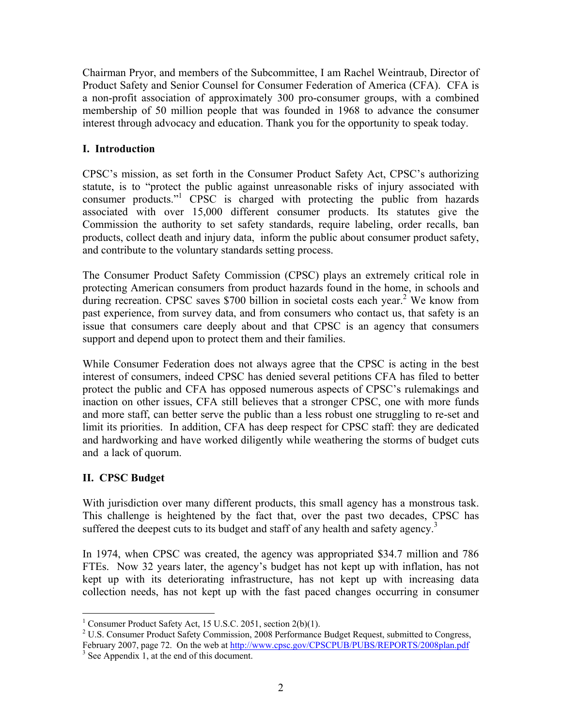Chairman Pryor, and members of the Subcommittee, I am Rachel Weintraub, Director of Product Safety and Senior Counsel for Consumer Federation of America (CFA). CFA is a non-profit association of approximately 300 pro-consumer groups, with a combined membership of 50 million people that was founded in 1968 to advance the consumer interest through advocacy and education. Thank you for the opportunity to speak today.

## I. Introduction

CPSC's mission, as set forth in the Consumer Product Safety Act, CPSC's authorizing statute, is to "protect the public against unreasonable risks of injury associated with consumer products."[1] CPSC is charged with protecting the public from hazards associated with over 15,000 different consumer products. Its statutes give the Commission the authority to set safety standards, require labeling, order recalls, ban products, collect death and injury data, inform the public about consumer product safety, and contribute to the voluntary standards setting process.

The Consumer Product Safety Commission (CPSC) plays an extremely critical role in protecting American consumers from product hazards found in the home, in schools and during recreation. CPSC saves $700 billion in societal costs each year.[2] We know from past experience, from survey data, and from consumers who contact us, that safety is an issue that consumers care deeply about and that CPSC is an agency that consumers support and depend upon to protect them and their families.

While Consumer Federation does not always agree that the CPSC is acting in the best interest of consumers, indeed CPSC has denied several petitions CFA has filed to better protect the public and CFA has opposed numerous aspects of CPSC's rulemakings and inaction on other issues, CFA still believes that a stronger CPSC, one with more funds and more staff, can better serve the public than a less robust one struggling to re-set and limit its priorities. In addition, CFA has deep respect for CPSC staff: they are dedicated and hardworking and have worked diligently while weathering the storms of budget cuts and a lack of quorum.

## II. CPSC Budget

With jurisdiction over many different products, this small agency has a monstrous task. This challenge is heightened by the fact that, over the past two decades, CPSC has suffered the deepest cuts to its budget and staff of any health and safety agency.[3]

In 1974, when CPSC was created, the agency was appropriated $34.7 million and 786 FTEs. Now 32 years later, the agency's budget has not kept up with inflation, has not kept up with its deteriorating infrastructure, has not kept up with increasing data collection needs, has not kept up with the fast paced changes occurring in consumer

---

[1] Consumer Product Safety Act, 15 U.S.C. 2051, section 2(b)(1).

[2] U.S. Consumer Product Safety Commission, 2008 Performance Budget Request, submitted to Congress, February 2007, page 72. On the web at http://www.cpsc.gov/CPSCPUB/PUBS/REPORTS/2008plan.pdf

[3] See Appendix 1, at the end of this document.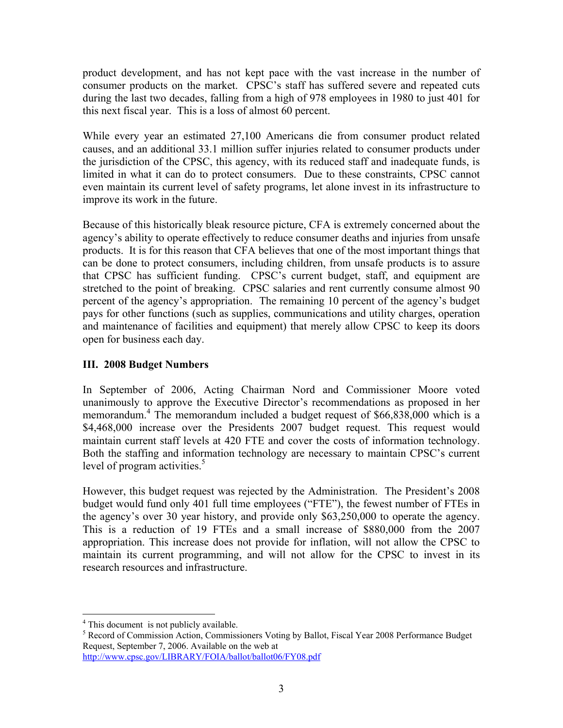product development, and has not kept pace with the vast increase in the number of consumer products on the market. CPSC's staff has suffered severe and repeated cuts during the last two decades, falling from a high of 978 employees in 1980 to just 401 for this next fiscal year. This is a loss of almost 60 percent.

While every year an estimated 27,100 Americans die from consumer product related causes, and an additional 33.1 million suffer injuries related to consumer products under the jurisdiction of the CPSC, this agency, with its reduced staff and inadequate funds, is limited in what it can do to protect consumers. Due to these constraints, CPSC cannot even maintain its current level of safety programs, let alone invest in its infrastructure to improve its work in the future.

Because of this historically bleak resource picture, CFA is extremely concerned about the agency's ability to operate effectively to reduce consumer deaths and injuries from unsafe products. It is for this reason that CFA believes that one of the most important things that can be done to protect consumers, including children, from unsafe products is to assure that CPSC has sufficient funding. CPSC's current budget, staff, and equipment are stretched to the point of breaking. CPSC salaries and rent currently consume almost 90 percent of the agency's appropriation. The remaining 10 percent of the agency's budget pays for other functions (such as supplies, communications and utility charges, operation and maintenance of facilities and equipment) that merely allow CPSC to keep its doors open for business each day.

### III. 2008 Budget Numbers

In September of 2006, Acting Chairman Nord and Commissioner Moore voted unanimously to approve the Executive Director's recommendations as proposed in her memorandum.[4] The memorandum included a budget request of $66,838,000 which is a $4,468,000 increase over the Presidents 2007 budget request. This request would maintain current staff levels at 420 FTE and cover the costs of information technology. Both the staffing and information technology are necessary to maintain CPSC's current level of program activities.[5]

However, this budget request was rejected by the Administration. The President's 2008 budget would fund only 401 full time employees ("FTE"), the fewest number of FTEs in the agency's over 30 year history, and provide only $63,250,000 to operate the agency. This is a reduction of 19 FTEs and a small increase of $880,000 from the 2007 appropriation. This increase does not provide for inflation, will not allow the CPSC to maintain its current programming, and will not allow for the CPSC to invest in its research resources and infrastructure.

---

[4] This document is not publicly available.

[5] Record of Commission Action, Commissioners Voting by Ballot, Fiscal Year 2008 Performance Budget Request, September 7, 2006. Available on the web at http://www.cpsc.gov/LIBRARY/FOIA/ballot/ballot06/FY08.pdf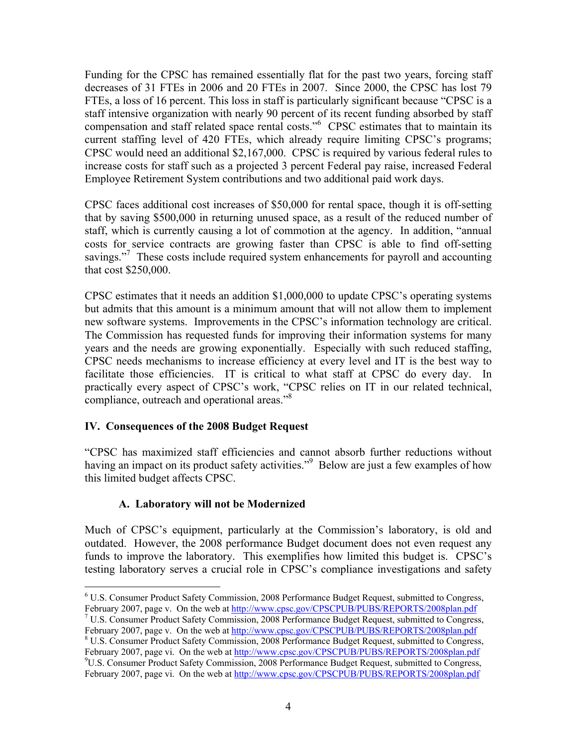Funding for the CPSC has remained essentially flat for the past two years, forcing staff decreases of 31 FTEs in 2006 and 20 FTEs in 2007. Since 2000, the CPSC has lost 79 FTEs, a loss of 16 percent. This loss in staff is particularly significant because "CPSC is a staff intensive organization with nearly 90 percent of its recent funding absorbed by staff compensation and staff related space rental costs."[6] CPSC estimates that to maintain its current staffing level of 420 FTEs, which already require limiting CPSC's programs; CPSC would need an additional $2,167,000. CPSC is required by various federal rules to increase costs for staff such as a projected 3 percent Federal pay raise, increased Federal Employee Retirement System contributions and two additional paid work days.

CPSC faces additional cost increases of $50,000 for rental space, though it is off-setting that by saving $500,000 in returning unused space, as a result of the reduced number of staff, which is currently causing a lot of commotion at the agency. In addition, "annual costs for service contracts are growing faster than CPSC is able to find off-setting savings."[7] These costs include required system enhancements for payroll and accounting that cost $250,000.

CPSC estimates that it needs an addition $1,000,000 to update CPSC's operating systems but admits that this amount is a minimum amount that will not allow them to implement new software systems. Improvements in the CPSC's information technology are critical. The Commission has requested funds for improving their information systems for many years and the needs are growing exponentially. Especially with such reduced staffing, CPSC needs mechanisms to increase efficiency at every level and IT is the best way to facilitate those efficiencies. IT is critical to what staff at CPSC do every day. In practically every aspect of CPSC's work, "CPSC relies on IT in our related technical, compliance, outreach and operational areas."[8]

## IV. Consequences of the 2008 Budget Request

"CPSC has maximized staff efficiencies and cannot absorb further reductions without having an impact on its product safety activities."[9] Below are just a few examples of how this limited budget affects CPSC.

### A. Laboratory will not be Modernized

Much of CPSC's equipment, particularly at the Commission's laboratory, is old and outdated. However, the 2008 performance Budget document does not even request any funds to improve the laboratory. This exemplifies how limited this budget is. CPSC's testing laboratory serves a crucial role in CPSC's compliance investigations and safety

---

[6] U.S. Consumer Product Safety Commission, 2008 Performance Budget Request, submitted to Congress, February 2007, page v. On the web at http://www.cpsc.gov/CPSCPUB/PUBS/REPORTS/2008plan.pdf

[7] U.S. Consumer Product Safety Commission, 2008 Performance Budget Request, submitted to Congress, February 2007, page v. On the web at http://www.cpsc.gov/CPSCPUB/PUBS/REPORTS/2008plan.pdf

[8] U.S. Consumer Product Safety Commission, 2008 Performance Budget Request, submitted to Congress, February 2007, page vi. On the web at http://www.cpsc.gov/CPSCPUB/PUBS/REPORTS/2008plan.pdf

[9] U.S. Consumer Product Safety Commission, 2008 Performance Budget Request, submitted to Congress, February 2007, page vi. On the web at http://www.cpsc.gov/CPSCPUB/PUBS/REPORTS/2008plan.pdf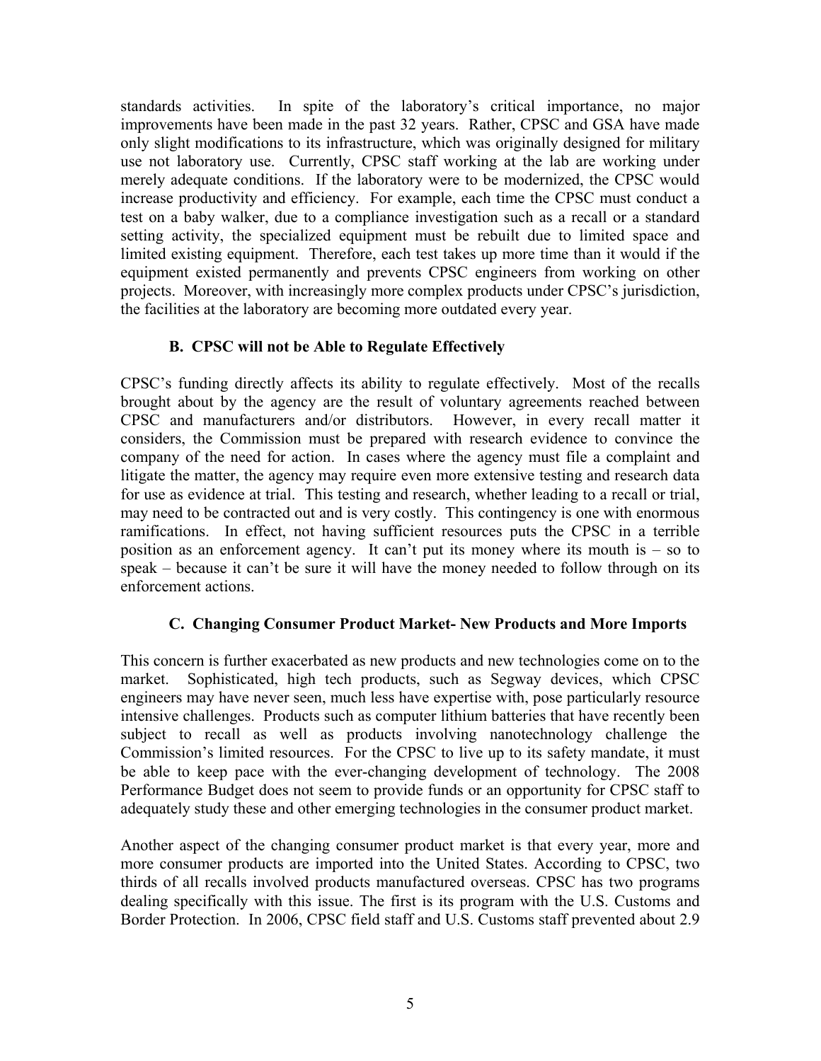standards activities. In spite of the laboratory's critical importance, no major improvements have been made in the past 32 years. Rather, CPSC and GSA have made only slight modifications to its infrastructure, which was originally designed for military use not laboratory use. Currently, CPSC staff working at the lab are working under merely adequate conditions. If the laboratory were to be modernized, the CPSC would increase productivity and efficiency. For example, each time the CPSC must conduct a test on a baby walker, due to a compliance investigation such as a recall or a standard setting activity, the specialized equipment must be rebuilt due to limited space and limited existing equipment. Therefore, each test takes up more time than it would if the equipment existed permanently and prevents CPSC engineers from working on other projects. Moreover, with increasingly more complex products under CPSC's jurisdiction, the facilities at the laboratory are becoming more outdated every year.

### B. CPSC will not be Able to Regulate Effectively

CPSC's funding directly affects its ability to regulate effectively. Most of the recalls brought about by the agency are the result of voluntary agreements reached between CPSC and manufacturers and/or distributors. However, in every recall matter it considers, the Commission must be prepared with research evidence to convince the company of the need for action. In cases where the agency must file a complaint and litigate the matter, the agency may require even more extensive testing and research data for use as evidence at trial. This testing and research, whether leading to a recall or trial, may need to be contracted out and is very costly. This contingency is one with enormous ramifications. In effect, not having sufficient resources puts the CPSC in a terrible position as an enforcement agency. It can't put its money where its mouth is – so to speak – because it can't be sure it will have the money needed to follow through on its enforcement actions.

### C. Changing Consumer Product Market- New Products and More Imports

This concern is further exacerbated as new products and new technologies come on to the market. Sophisticated, high tech products, such as Segway devices, which CPSC engineers may have never seen, much less have expertise with, pose particularly resource intensive challenges. Products such as computer lithium batteries that have recently been subject to recall as well as products involving nanotechnology challenge the Commission's limited resources. For the CPSC to live up to its safety mandate, it must be able to keep pace with the ever-changing development of technology. The 2008 Performance Budget does not seem to provide funds or an opportunity for CPSC staff to adequately study these and other emerging technologies in the consumer product market.

Another aspect of the changing consumer product market is that every year, more and more consumer products are imported into the United States. According to CPSC, two thirds of all recalls involved products manufactured overseas. CPSC has two programs dealing specifically with this issue. The first is its program with the U.S. Customs and Border Protection. In 2006, CPSC field staff and U.S. Customs staff prevented about 2.9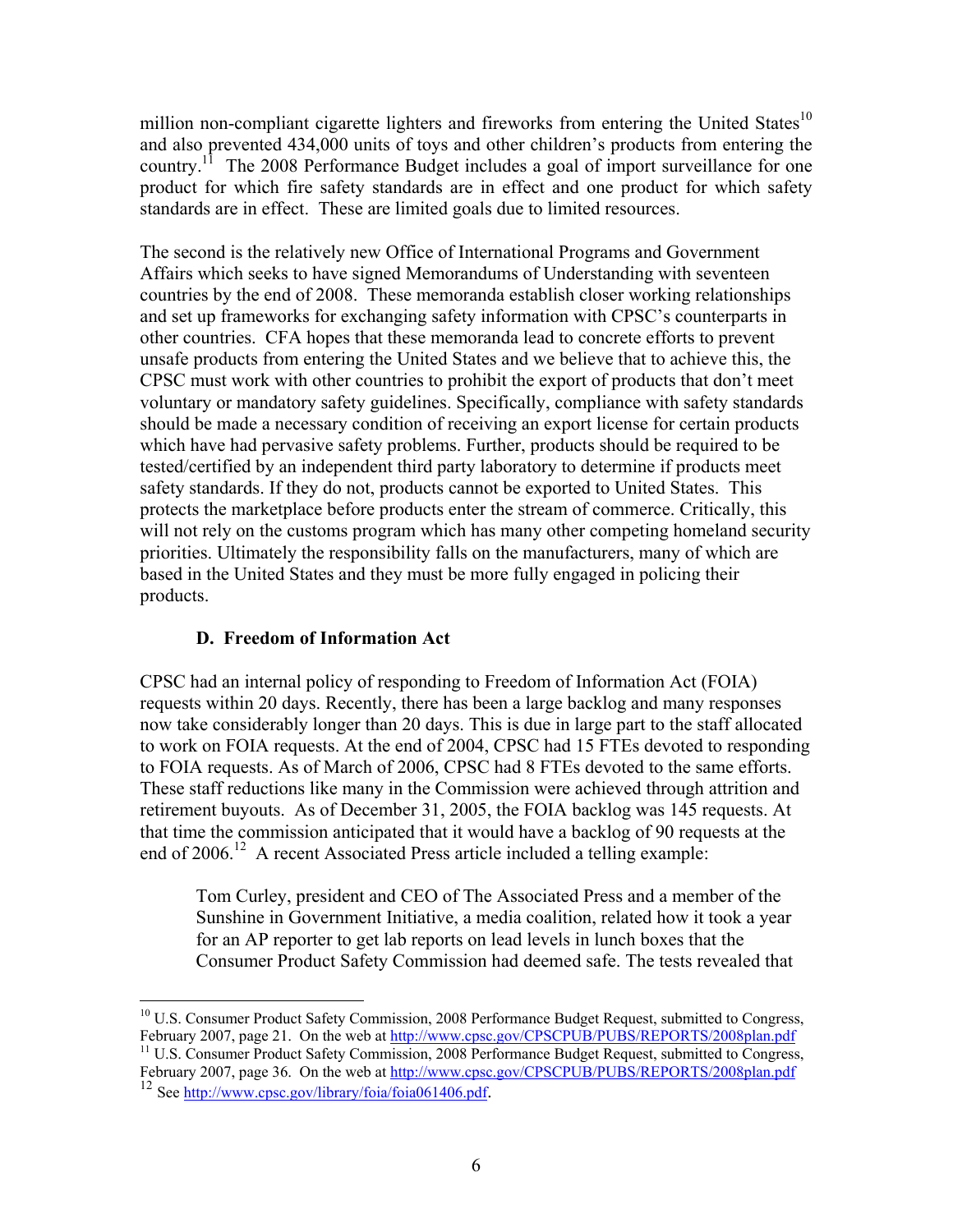million non-compliant cigarette lighters and fireworks from entering the United States[10] and also prevented 434,000 units of toys and other children's products from entering the country.[11] The 2008 Performance Budget includes a goal of import surveillance for one product for which fire safety standards are in effect and one product for which safety standards are in effect. These are limited goals due to limited resources.

The second is the relatively new Office of International Programs and Government Affairs which seeks to have signed Memorandums of Understanding with seventeen countries by the end of 2008. These memoranda establish closer working relationships and set up frameworks for exchanging safety information with CPSC's counterparts in other countries. CFA hopes that these memoranda lead to concrete efforts to prevent unsafe products from entering the United States and we believe that to achieve this, the CPSC must work with other countries to prohibit the export of products that don't meet voluntary or mandatory safety guidelines. Specifically, compliance with safety standards should be made a necessary condition of receiving an export license for certain products which have had pervasive safety problems. Further, products should be required to be tested/certified by an independent third party laboratory to determine if products meet safety standards. If they do not, products cannot be exported to United States. This protects the marketplace before products enter the stream of commerce. Critically, this will not rely on the customs program which has many other competing homeland security priorities. Ultimately the responsibility falls on the manufacturers, many of which are based in the United States and they must be more fully engaged in policing their products.

### D. Freedom of Information Act

CPSC had an internal policy of responding to Freedom of Information Act (FOIA) requests within 20 days. Recently, there has been a large backlog and many responses now take considerably longer than 20 days. This is due in large part to the staff allocated to work on FOIA requests. At the end of 2004, CPSC had 15 FTEs devoted to responding to FOIA requests. As of March of 2006, CPSC had 8 FTEs devoted to the same efforts. These staff reductions like many in the Commission were achieved through attrition and retirement buyouts. As of December 31, 2005, the FOIA backlog was 145 requests. At that time the commission anticipated that it would have a backlog of 90 requests at the end of 2006.[12] A recent Associated Press article included a telling example:

> Tom Curley, president and CEO of The Associated Press and a member of the Sunshine in Government Initiative, a media coalition, related how it took a year for an AP reporter to get lab reports on lead levels in lunch boxes that the Consumer Product Safety Commission had deemed safe. The tests revealed that

---

[10] U.S. Consumer Product Safety Commission, 2008 Performance Budget Request, submitted to Congress, February 2007, page 21. On the web at http://www.cpsc.gov/CPSCPUB/PUBS/REPORTS/2008plan.pdf

[11] U.S. Consumer Product Safety Commission, 2008 Performance Budget Request, submitted to Congress, February 2007, page 36. On the web at http://www.cpsc.gov/CPSCPUB/PUBS/REPORTS/2008plan.pdf

[12] See http://www.cpsc.gov/library/foia/foia061406.pdf.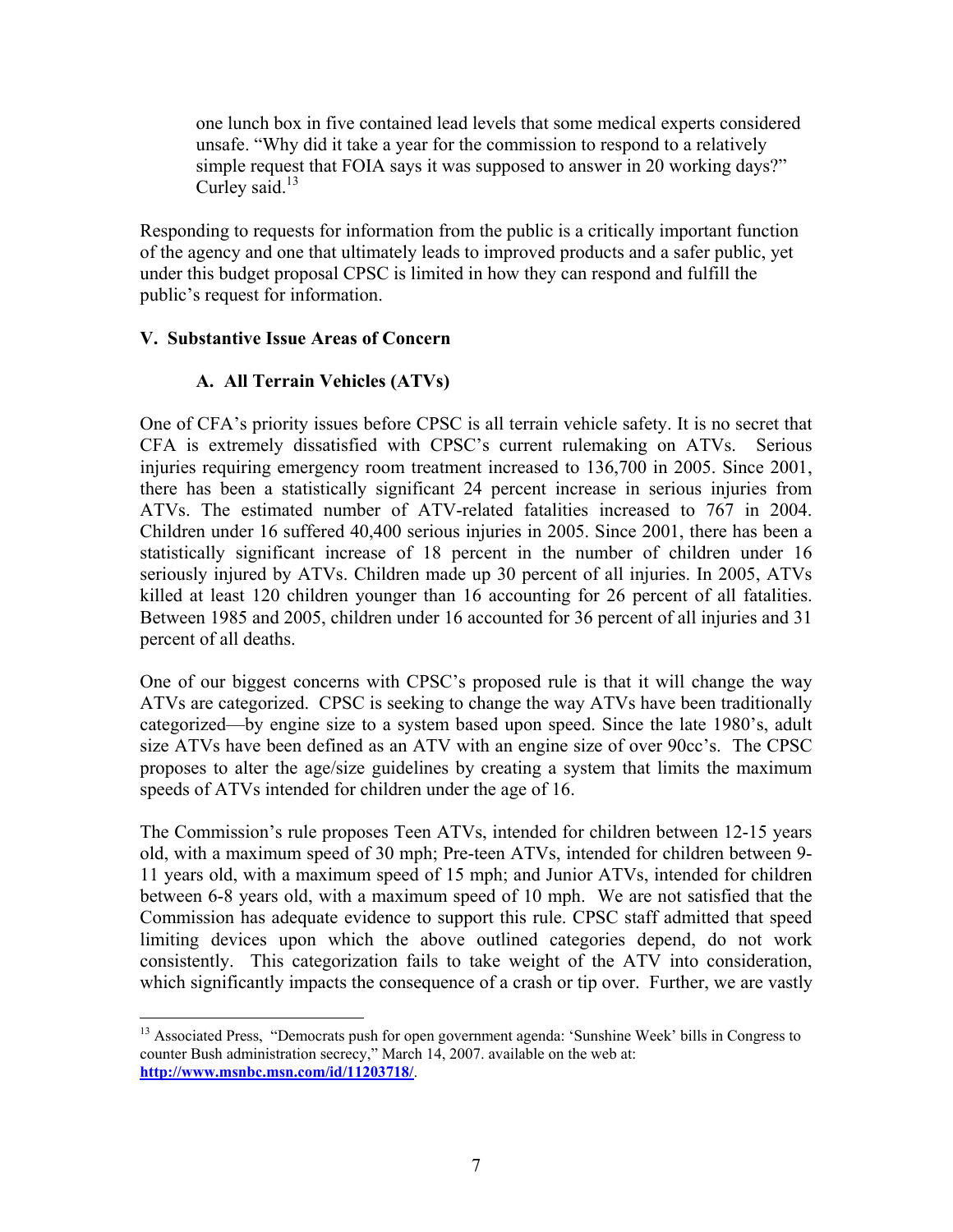> one lunch box in five contained lead levels that some medical experts considered unsafe. "Why did it take a year for the commission to respond to a relatively simple request that FOIA says it was supposed to answer in 20 working days?" Curley said.[13]

Responding to requests for information from the public is a critically important function of the agency and one that ultimately leads to improved products and a safer public, yet under this budget proposal CPSC is limited in how they can respond and fulfill the public's request for information.

## V. Substantive Issue Areas of Concern

### A. All Terrain Vehicles (ATVs)

One of CFA's priority issues before CPSC is all terrain vehicle safety. It is no secret that CFA is extremely dissatisfied with CPSC's current rulemaking on ATVs. Serious injuries requiring emergency room treatment increased to 136,700 in 2005. Since 2001, there has been a statistically significant 24 percent increase in serious injuries from ATVs. The estimated number of ATV-related fatalities increased to 767 in 2004. Children under 16 suffered 40,400 serious injuries in 2005. Since 2001, there has been a statistically significant increase of 18 percent in the number of children under 16 seriously injured by ATVs. Children made up 30 percent of all injuries. In 2005, ATVs killed at least 120 children younger than 16 accounting for 26 percent of all fatalities. Between 1985 and 2005, children under 16 accounted for 36 percent of all injuries and 31 percent of all deaths.

One of our biggest concerns with CPSC's proposed rule is that it will change the way ATVs are categorized. CPSC is seeking to change the way ATVs have been traditionally categorized—by engine size to a system based upon speed. Since the late 1980's, adult size ATVs have been defined as an ATV with an engine size of over 90cc's. The CPSC proposes to alter the age/size guidelines by creating a system that limits the maximum speeds of ATVs intended for children under the age of 16.

The Commission's rule proposes Teen ATVs, intended for children between 12-15 years old, with a maximum speed of 30 mph; Pre-teen ATVs, intended for children between 9-11 years old, with a maximum speed of 15 mph; and Junior ATVs, intended for children between 6-8 years old, with a maximum speed of 10 mph. We are not satisfied that the Commission has adequate evidence to support this rule. CPSC staff admitted that speed limiting devices upon which the above outlined categories depend, do not work consistently. This categorization fails to take weight of the ATV into consideration, which significantly impacts the consequence of a crash or tip over. Further, we are vastly

---

[13] Associated Press, "Democrats push for open government agenda: 'Sunshine Week' bills in Congress to counter Bush administration secrecy," March 14, 2007. available on the web at: **http://www.msnbc.msn.com/id/11203718/**.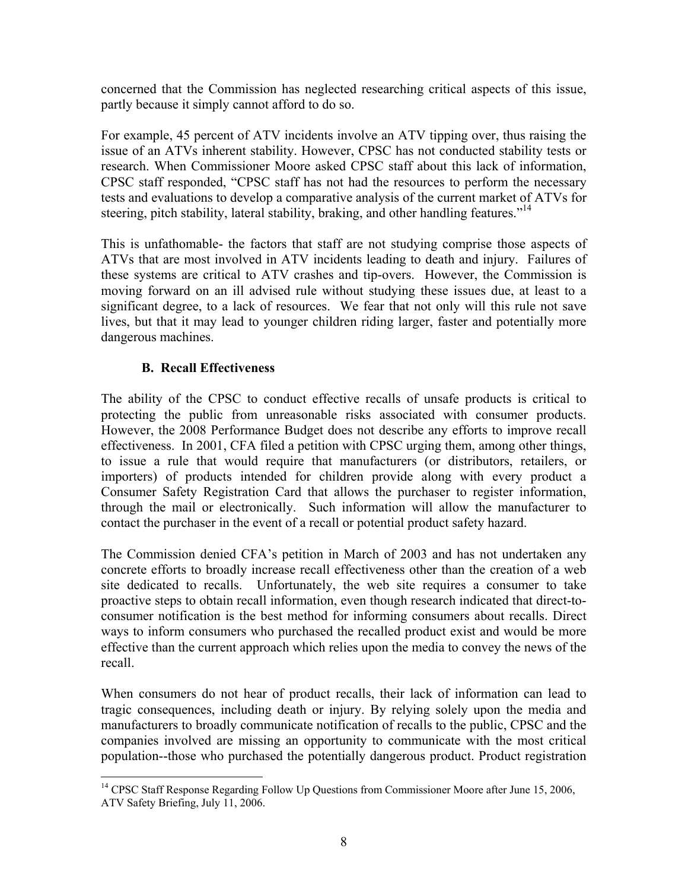concerned that the Commission has neglected researching critical aspects of this issue, partly because it simply cannot afford to do so.

For example, 45 percent of ATV incidents involve an ATV tipping over, thus raising the issue of an ATVs inherent stability. However, CPSC has not conducted stability tests or research. When Commissioner Moore asked CPSC staff about this lack of information, CPSC staff responded, "CPSC staff has not had the resources to perform the necessary tests and evaluations to develop a comparative analysis of the current market of ATVs for steering, pitch stability, lateral stability, braking, and other handling features."[14]

This is unfathomable- the factors that staff are not studying comprise those aspects of ATVs that are most involved in ATV incidents leading to death and injury. Failures of these systems are critical to ATV crashes and tip-overs. However, the Commission is moving forward on an ill advised rule without studying these issues due, at least to a significant degree, to a lack of resources. We fear that not only will this rule not save lives, but that it may lead to younger children riding larger, faster and potentially more dangerous machines.

### B. Recall Effectiveness

The ability of the CPSC to conduct effective recalls of unsafe products is critical to protecting the public from unreasonable risks associated with consumer products. However, the 2008 Performance Budget does not describe any efforts to improve recall effectiveness. In 2001, CFA filed a petition with CPSC urging them, among other things, to issue a rule that would require that manufacturers (or distributors, retailers, or importers) of products intended for children provide along with every product a Consumer Safety Registration Card that allows the purchaser to register information, through the mail or electronically. Such information will allow the manufacturer to contact the purchaser in the event of a recall or potential product safety hazard.

The Commission denied CFA's petition in March of 2003 and has not undertaken any concrete efforts to broadly increase recall effectiveness other than the creation of a web site dedicated to recalls. Unfortunately, the web site requires a consumer to take proactive steps to obtain recall information, even though research indicated that direct-to-consumer notification is the best method for informing consumers about recalls. Direct ways to inform consumers who purchased the recalled product exist and would be more effective than the current approach which relies upon the media to convey the news of the recall.

When consumers do not hear of product recalls, their lack of information can lead to tragic consequences, including death or injury. By relying solely upon the media and manufacturers to broadly communicate notification of recalls to the public, CPSC and the companies involved are missing an opportunity to communicate with the most critical population--those who purchased the potentially dangerous product. Product registration

[14] CPSC Staff Response Regarding Follow Up Questions from Commissioner Moore after June 15, 2006, ATV Safety Briefing, July 11, 2006.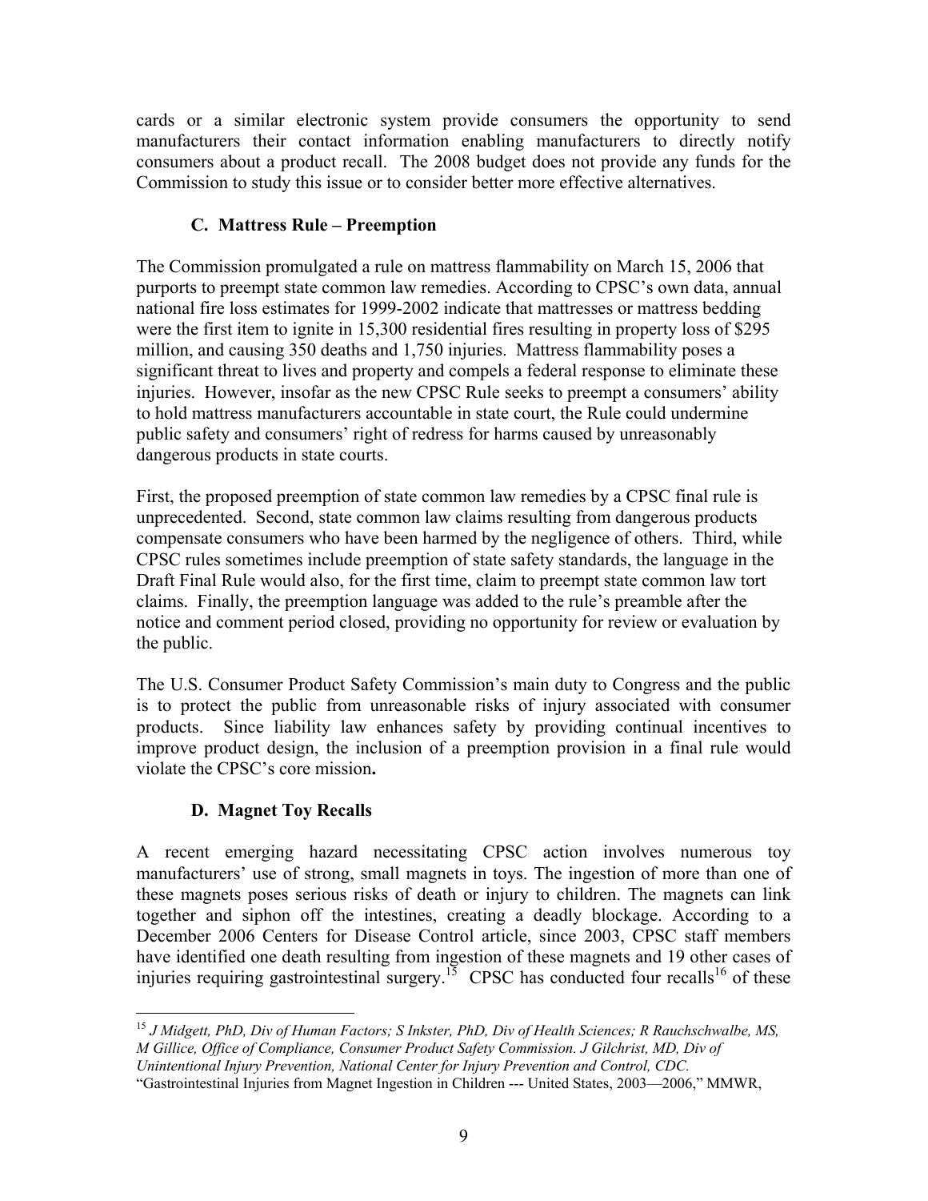cards or a similar electronic system provide consumers the opportunity to send manufacturers their contact information enabling manufacturers to directly notify consumers about a product recall. The 2008 budget does not provide any funds for the Commission to study this issue or to consider better more effective alternatives.

### C. Mattress Rule – Preemption

The Commission promulgated a rule on mattress flammability on March 15, 2006 that purports to preempt state common law remedies. According to CPSC's own data, annual national fire loss estimates for 1999-2002 indicate that mattresses or mattress bedding were the first item to ignite in 15,300 residential fires resulting in property loss of $295 million, and causing 350 deaths and 1,750 injuries. Mattress flammability poses a significant threat to lives and property and compels a federal response to eliminate these injuries. However, insofar as the new CPSC Rule seeks to preempt a consumers' ability to hold mattress manufacturers accountable in state court, the Rule could undermine public safety and consumers' right of redress for harms caused by unreasonably dangerous products in state courts.

First, the proposed preemption of state common law remedies by a CPSC final rule is unprecedented. Second, state common law claims resulting from dangerous products compensate consumers who have been harmed by the negligence of others. Third, while CPSC rules sometimes include preemption of state safety standards, the language in the Draft Final Rule would also, for the first time, claim to preempt state common law tort claims. Finally, the preemption language was added to the rule's preamble after the notice and comment period closed, providing no opportunity for review or evaluation by the public.

The U.S. Consumer Product Safety Commission's main duty to Congress and the public is to protect the public from unreasonable risks of injury associated with consumer products. Since liability law enhances safety by providing continual incentives to improve product design, the inclusion of a preemption provision in a final rule would violate the CPSC's core mission**.**

### D. Magnet Toy Recalls

A recent emerging hazard necessitating CPSC action involves numerous toy manufacturers' use of strong, small magnets in toys. The ingestion of more than one of these magnets poses serious risks of death or injury to children. The magnets can link together and siphon off the intestines, creating a deadly blockage. According to a December 2006 Centers for Disease Control article, since 2003, CPSC staff members have identified one death resulting from ingestion of these magnets and 19 other cases of injuries requiring gastrointestinal surgery.[15] CPSC has conducted four recalls[16] of these

---

[15] *J Midgett, PhD, Div of Human Factors; S Inkster, PhD, Div of Health Sciences; R Rauchschwalbe, MS, M Gillice, Office of Compliance, Consumer Product Safety Commission. J Gilchrist, MD, Div of Unintentional Injury Prevention, National Center for Injury Prevention and Control, CDC.* "Gastrointestinal Injuries from Magnet Ingestion in Children --- United States, 2003—2006," MMWR,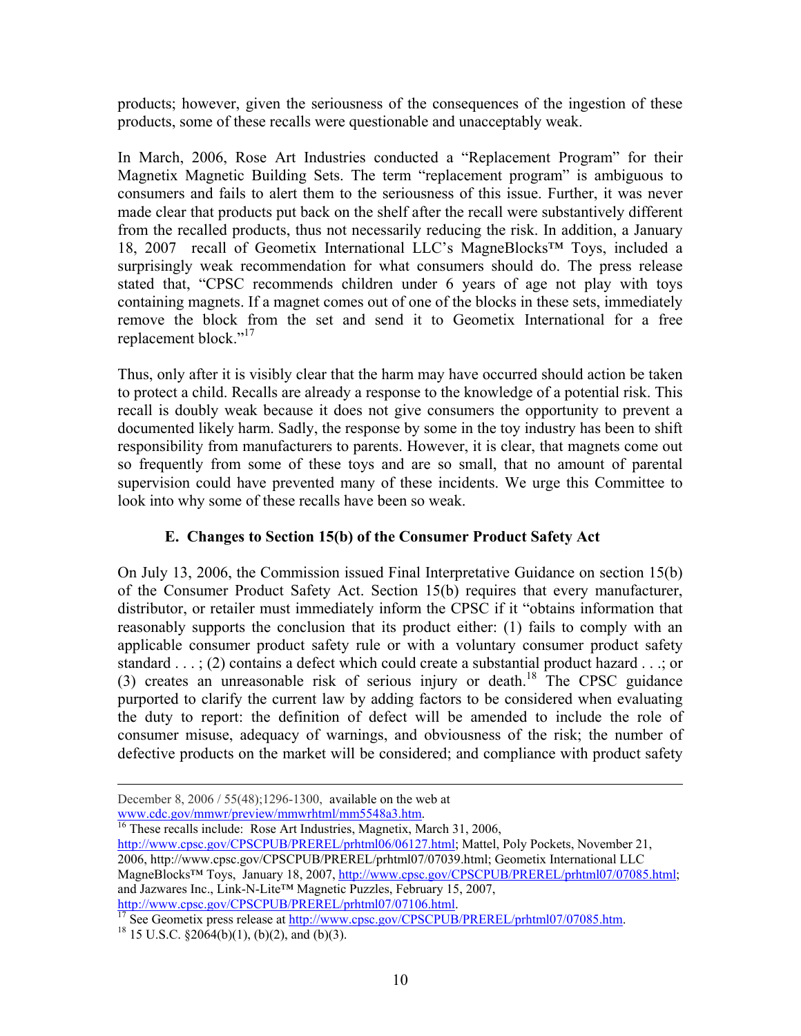products; however, given the seriousness of the consequences of the ingestion of these products, some of these recalls were questionable and unacceptably weak.

In March, 2006, Rose Art Industries conducted a "Replacement Program" for their Magnetix Magnetic Building Sets. The term "replacement program" is ambiguous to consumers and fails to alert them to the seriousness of this issue. Further, it was never made clear that products put back on the shelf after the recall were substantively different from the recalled products, thus not necessarily reducing the risk. In addition, a January 18, 2007 recall of Geometix International LLC's MagneBlocks™ Toys, included a surprisingly weak recommendation for what consumers should do. The press release stated that, "CPSC recommends children under 6 years of age not play with toys containing magnets. If a magnet comes out of one of the blocks in these sets, immediately remove the block from the set and send it to Geometix International for a free replacement block."[17]

Thus, only after it is visibly clear that the harm may have occurred should action be taken to protect a child. Recalls are already a response to the knowledge of a potential risk. This recall is doubly weak because it does not give consumers the opportunity to prevent a documented likely harm. Sadly, the response by some in the toy industry has been to shift responsibility from manufacturers to parents. However, it is clear, that magnets come out so frequently from some of these toys and are so small, that no amount of parental supervision could have prevented many of these incidents. We urge this Committee to look into why some of these recalls have been so weak.

### E. Changes to Section 15(b) of the Consumer Product Safety Act

On July 13, 2006, the Commission issued Final Interpretative Guidance on section 15(b) of the Consumer Product Safety Act. Section 15(b) requires that every manufacturer, distributor, or retailer must immediately inform the CPSC if it "obtains information that reasonably supports the conclusion that its product either: (1) fails to comply with an applicable consumer product safety rule or with a voluntary consumer product safety standard . . . ; (2) contains a defect which could create a substantial product hazard . . .; or (3) creates an unreasonable risk of serious injury or death.[18] The CPSC guidance purported to clarify the current law by adding factors to be considered when evaluating the duty to report: the definition of defect will be amended to include the role of consumer misuse, adequacy of warnings, and obviousness of the risk; the number of defective products on the market will be considered; and compliance with product safety

---

December 8, 2006 / 55(48);1296-1300, available on the web at www.cdc.gov/mmwr/preview/mmwrhtml/mm5548a3.htm.

[16] These recalls include: Rose Art Industries, Magnetix, March 31, 2006, http://www.cpsc.gov/CPSCPUB/PREREL/prhtml06/06127.html; Mattel, Poly Pockets, November 21, 2006, http://www.cpsc.gov/CPSCPUB/PREREL/prhtml07/07039.html; Geometix International LLC MagneBlocks™ Toys, January 18, 2007, http://www.cpsc.gov/CPSCPUB/PREREL/prhtml07/07085.html; and Jazwares Inc., Link-N-Lite™ Magnetic Puzzles, February 15, 2007, http://www.cpsc.gov/CPSCPUB/PREREL/prhtml07/07106.html.

[17] See Geometix press release at http://www.cpsc.gov/CPSCPUB/PREREL/prhtml07/07085.htm.

[18] 15 U.S.C. §2064(b)(1), (b)(2), and (b)(3).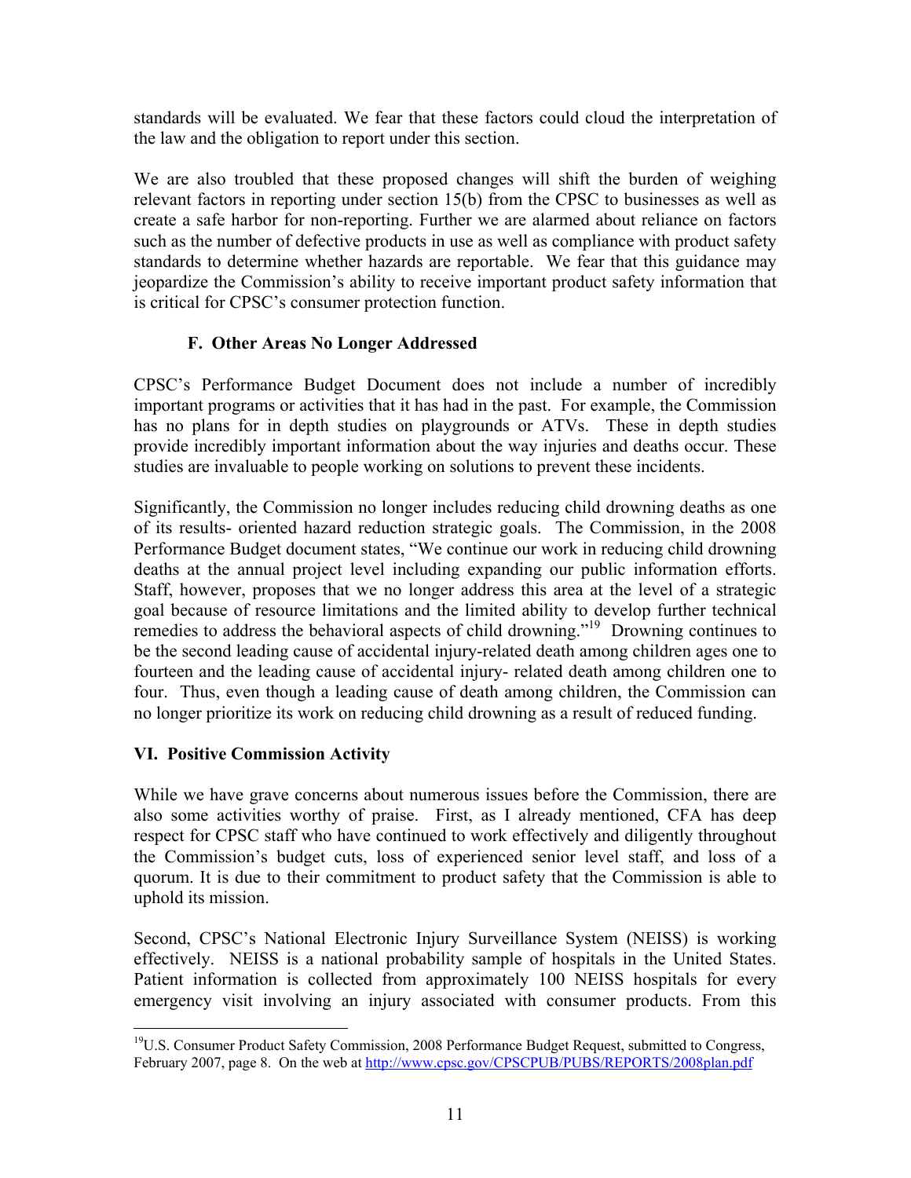standards will be evaluated. We fear that these factors could cloud the interpretation of the law and the obligation to report under this section.

We are also troubled that these proposed changes will shift the burden of weighing relevant factors in reporting under section 15(b) from the CPSC to businesses as well as create a safe harbor for non-reporting. Further we are alarmed about reliance on factors such as the number of defective products in use as well as compliance with product safety standards to determine whether hazards are reportable. We fear that this guidance may jeopardize the Commission's ability to receive important product safety information that is critical for CPSC's consumer protection function.

### F. Other Areas No Longer Addressed

CPSC's Performance Budget Document does not include a number of incredibly important programs or activities that it has had in the past. For example, the Commission has no plans for in depth studies on playgrounds or ATVs. These in depth studies provide incredibly important information about the way injuries and deaths occur. These studies are invaluable to people working on solutions to prevent these incidents.

Significantly, the Commission no longer includes reducing child drowning deaths as one of its results- oriented hazard reduction strategic goals. The Commission, in the 2008 Performance Budget document states, "We continue our work in reducing child drowning deaths at the annual project level including expanding our public information efforts. Staff, however, proposes that we no longer address this area at the level of a strategic goal because of resource limitations and the limited ability to develop further technical remedies to address the behavioral aspects of child drowning."[19] Drowning continues to be the second leading cause of accidental injury-related death among children ages one to fourteen and the leading cause of accidental injury- related death among children one to four. Thus, even though a leading cause of death among children, the Commission can no longer prioritize its work on reducing child drowning as a result of reduced funding.

## VI. Positive Commission Activity

While we have grave concerns about numerous issues before the Commission, there are also some activities worthy of praise. First, as I already mentioned, CFA has deep respect for CPSC staff who have continued to work effectively and diligently throughout the Commission's budget cuts, loss of experienced senior level staff, and loss of a quorum. It is due to their commitment to product safety that the Commission is able to uphold its mission.

Second, CPSC's National Electronic Injury Surveillance System (NEISS) is working effectively. NEISS is a national probability sample of hospitals in the United States. Patient information is collected from approximately 100 NEISS hospitals for every emergency visit involving an injury associated with consumer products. From this

---

[19] U.S. Consumer Product Safety Commission, 2008 Performance Budget Request, submitted to Congress, February 2007, page 8. On the web at http://www.cpsc.gov/CPSCPUB/PUBS/REPORTS/2008plan.pdf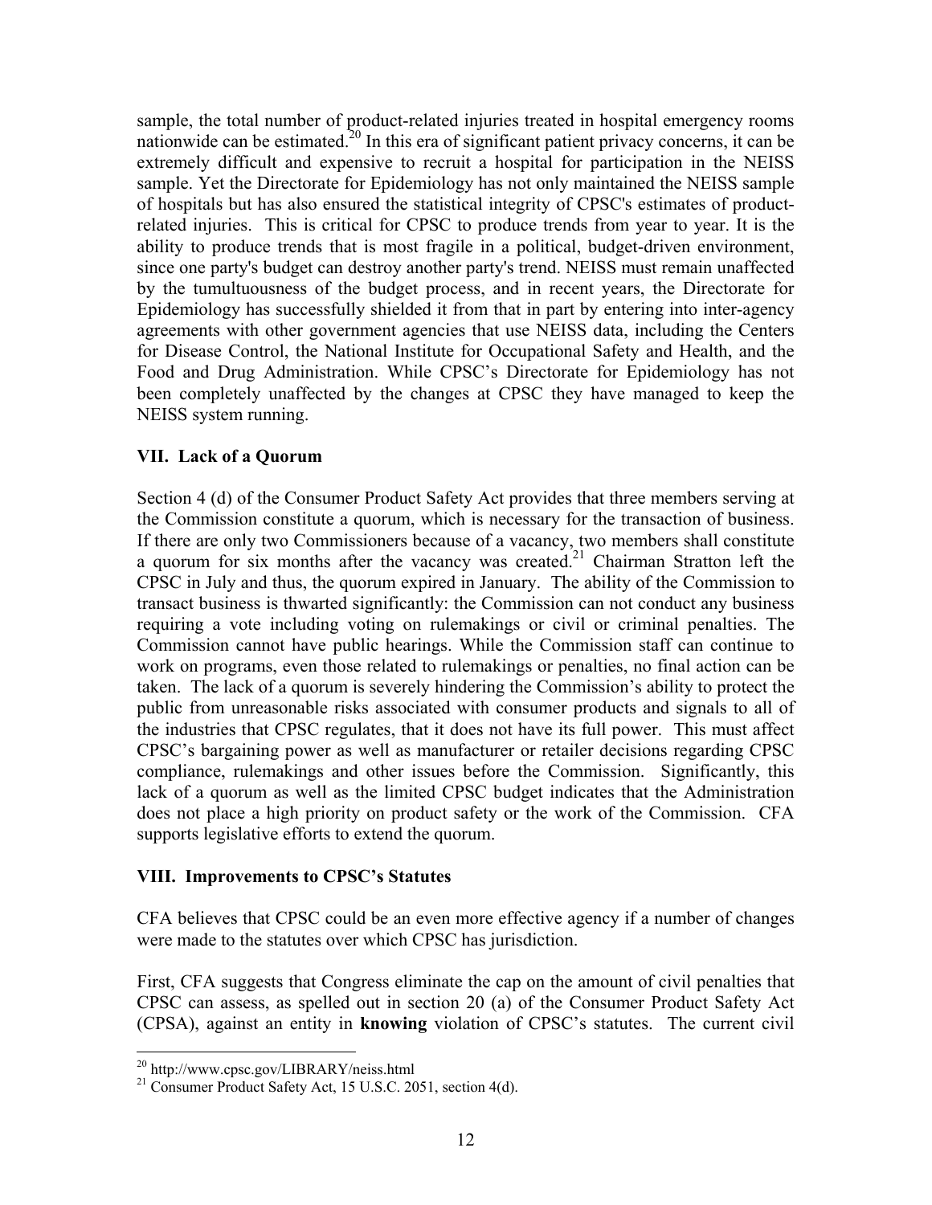sample, the total number of product-related injuries treated in hospital emergency rooms nationwide can be estimated.[20] In this era of significant patient privacy concerns, it can be extremely difficult and expensive to recruit a hospital for participation in the NEISS sample. Yet the Directorate for Epidemiology has not only maintained the NEISS sample of hospitals but has also ensured the statistical integrity of CPSC's estimates of product-related injuries. This is critical for CPSC to produce trends from year to year. It is the ability to produce trends that is most fragile in a political, budget-driven environment, since one party's budget can destroy another party's trend. NEISS must remain unaffected by the tumultuousness of the budget process, and in recent years, the Directorate for Epidemiology has successfully shielded it from that in part by entering into inter-agency agreements with other government agencies that use NEISS data, including the Centers for Disease Control, the National Institute for Occupational Safety and Health, and the Food and Drug Administration. While CPSC's Directorate for Epidemiology has not been completely unaffected by the changes at CPSC they have managed to keep the NEISS system running.

## VII. Lack of a Quorum

Section 4 (d) of the Consumer Product Safety Act provides that three members serving at the Commission constitute a quorum, which is necessary for the transaction of business. If there are only two Commissioners because of a vacancy, two members shall constitute a quorum for six months after the vacancy was created.[21] Chairman Stratton left the CPSC in July and thus, the quorum expired in January. The ability of the Commission to transact business is thwarted significantly: the Commission can not conduct any business requiring a vote including voting on rulemakings or civil or criminal penalties. The Commission cannot have public hearings. While the Commission staff can continue to work on programs, even those related to rulemakings or penalties, no final action can be taken. The lack of a quorum is severely hindering the Commission's ability to protect the public from unreasonable risks associated with consumer products and signals to all of the industries that CPSC regulates, that it does not have its full power. This must affect CPSC's bargaining power as well as manufacturer or retailer decisions regarding CPSC compliance, rulemakings and other issues before the Commission. Significantly, this lack of a quorum as well as the limited CPSC budget indicates that the Administration does not place a high priority on product safety or the work of the Commission. CFA supports legislative efforts to extend the quorum.

## VIII. Improvements to CPSC's Statutes

CFA believes that CPSC could be an even more effective agency if a number of changes were made to the statutes over which CPSC has jurisdiction.

First, CFA suggests that Congress eliminate the cap on the amount of civil penalties that CPSC can assess, as spelled out in section 20 (a) of the Consumer Product Safety Act (CPSA), against an entity in **knowing** violation of CPSC's statutes. The current civil

---

[20] http://www.cpsc.gov/LIBRARY/neiss.html

[21] Consumer Product Safety Act, 15 U.S.C. 2051, section 4(d).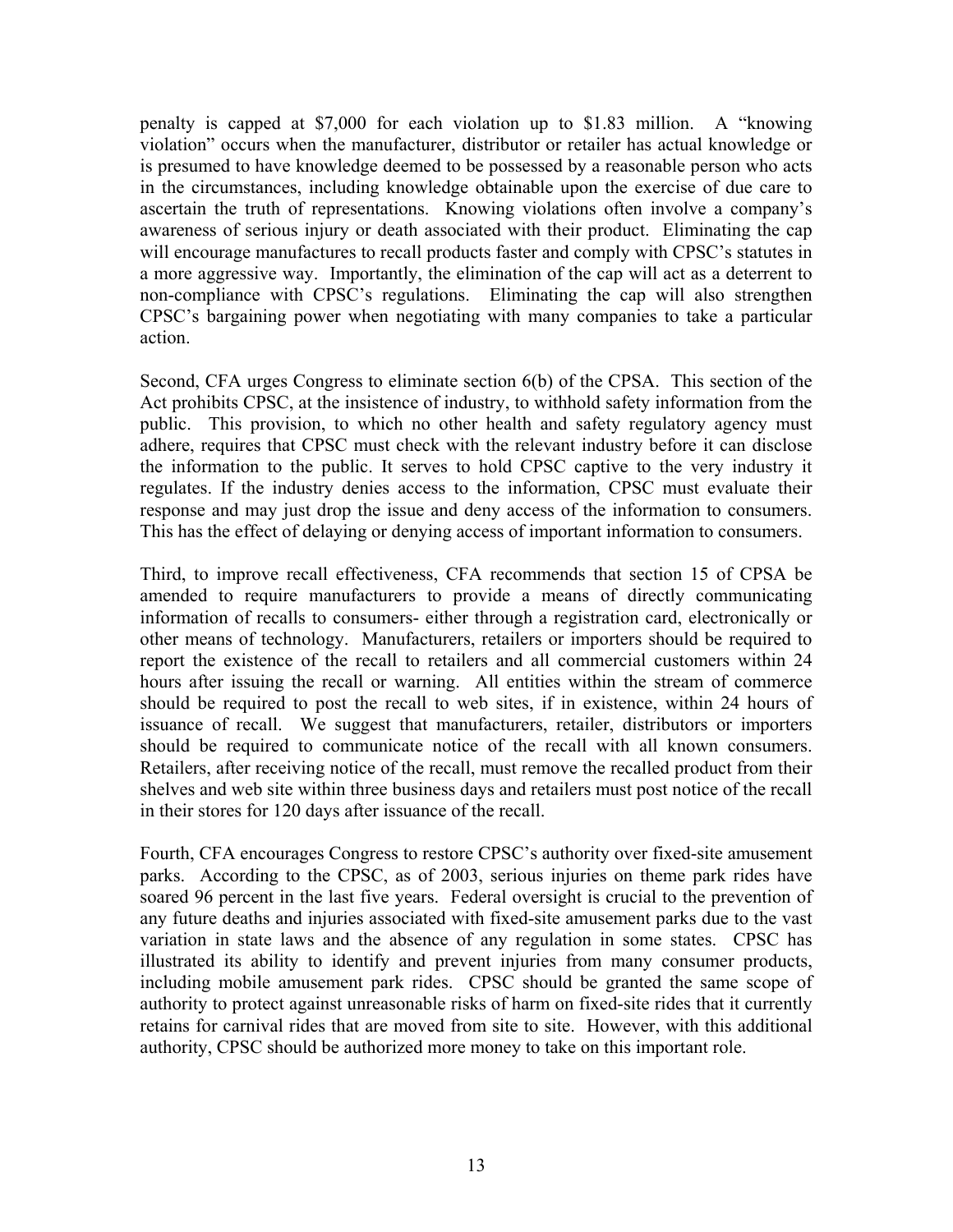penalty is capped at $7,000 for each violation up to $1.83 million. A "knowing violation" occurs when the manufacturer, distributor or retailer has actual knowledge or is presumed to have knowledge deemed to be possessed by a reasonable person who acts in the circumstances, including knowledge obtainable upon the exercise of due care to ascertain the truth of representations. Knowing violations often involve a company's awareness of serious injury or death associated with their product. Eliminating the cap will encourage manufactures to recall products faster and comply with CPSC's statutes in a more aggressive way. Importantly, the elimination of the cap will act as a deterrent to non-compliance with CPSC's regulations. Eliminating the cap will also strengthen CPSC's bargaining power when negotiating with many companies to take a particular action.

Second, CFA urges Congress to eliminate section 6(b) of the CPSA. This section of the Act prohibits CPSC, at the insistence of industry, to withhold safety information from the public. This provision, to which no other health and safety regulatory agency must adhere, requires that CPSC must check with the relevant industry before it can disclose the information to the public. It serves to hold CPSC captive to the very industry it regulates. If the industry denies access to the information, CPSC must evaluate their response and may just drop the issue and deny access of the information to consumers. This has the effect of delaying or denying access of important information to consumers.

Third, to improve recall effectiveness, CFA recommends that section 15 of CPSA be amended to require manufacturers to provide a means of directly communicating information of recalls to consumers- either through a registration card, electronically or other means of technology. Manufacturers, retailers or importers should be required to report the existence of the recall to retailers and all commercial customers within 24 hours after issuing the recall or warning. All entities within the stream of commerce should be required to post the recall to web sites, if in existence, within 24 hours of issuance of recall. We suggest that manufacturers, retailer, distributors or importers should be required to communicate notice of the recall with all known consumers. Retailers, after receiving notice of the recall, must remove the recalled product from their shelves and web site within three business days and retailers must post notice of the recall in their stores for 120 days after issuance of the recall.

Fourth, CFA encourages Congress to restore CPSC's authority over fixed-site amusement parks. According to the CPSC, as of 2003, serious injuries on theme park rides have soared 96 percent in the last five years. Federal oversight is crucial to the prevention of any future deaths and injuries associated with fixed-site amusement parks due to the vast variation in state laws and the absence of any regulation in some states. CPSC has illustrated its ability to identify and prevent injuries from many consumer products, including mobile amusement park rides. CPSC should be granted the same scope of authority to protect against unreasonable risks of harm on fixed-site rides that it currently retains for carnival rides that are moved from site to site. However, with this additional authority, CPSC should be authorized more money to take on this important role.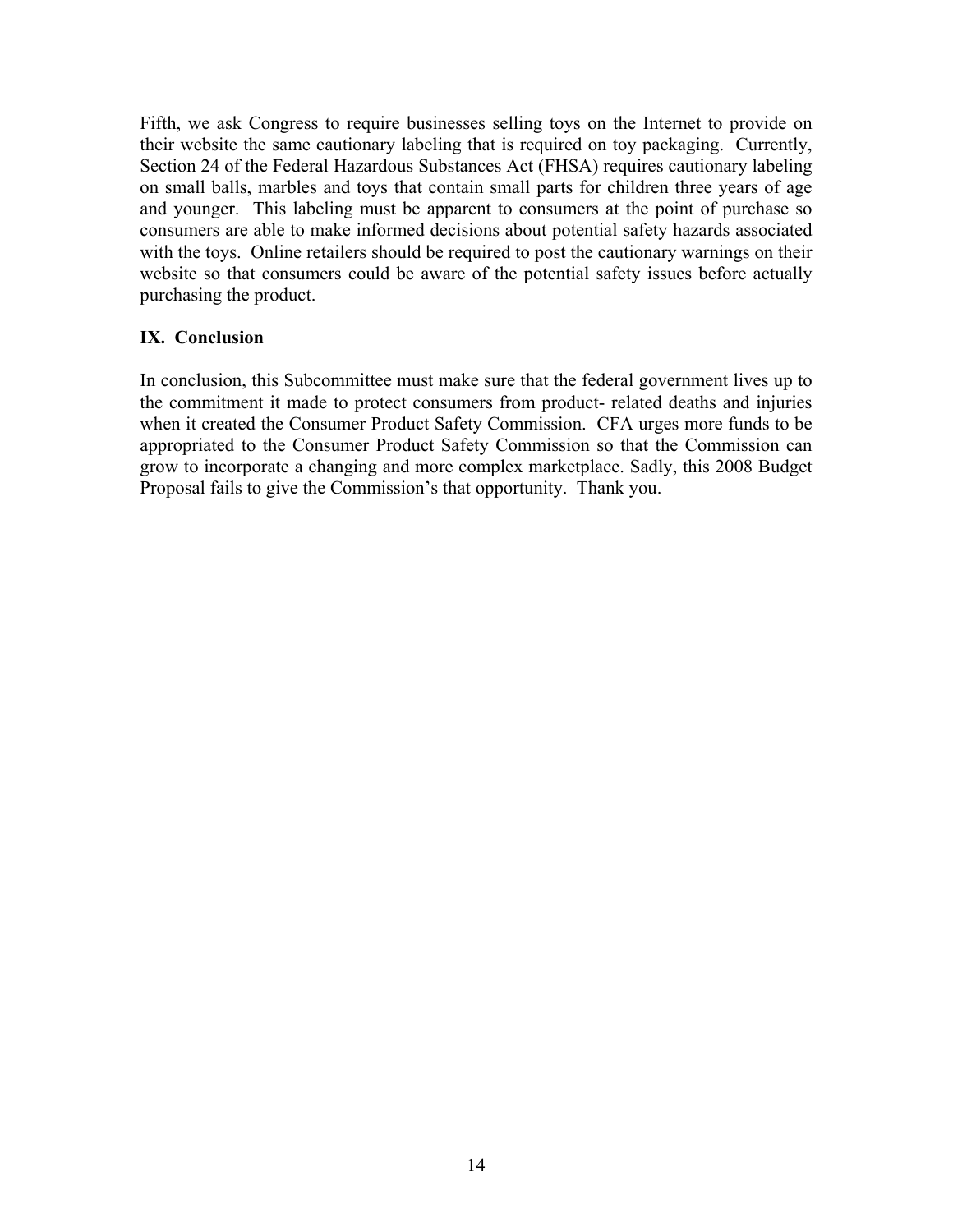Fifth, we ask Congress to require businesses selling toys on the Internet to provide on their website the same cautionary labeling that is required on toy packaging. Currently, Section 24 of the Federal Hazardous Substances Act (FHSA) requires cautionary labeling on small balls, marbles and toys that contain small parts for children three years of age and younger. This labeling must be apparent to consumers at the point of purchase so consumers are able to make informed decisions about potential safety hazards associated with the toys. Online retailers should be required to post the cautionary warnings on their website so that consumers could be aware of the potential safety issues before actually purchasing the product.

## IX. Conclusion

In conclusion, this Subcommittee must make sure that the federal government lives up to the commitment it made to protect consumers from product- related deaths and injuries when it created the Consumer Product Safety Commission. CFA urges more funds to be appropriated to the Consumer Product Safety Commission so that the Commission can grow to incorporate a changing and more complex marketplace. Sadly, this 2008 Budget Proposal fails to give the Commission's that opportunity. Thank you.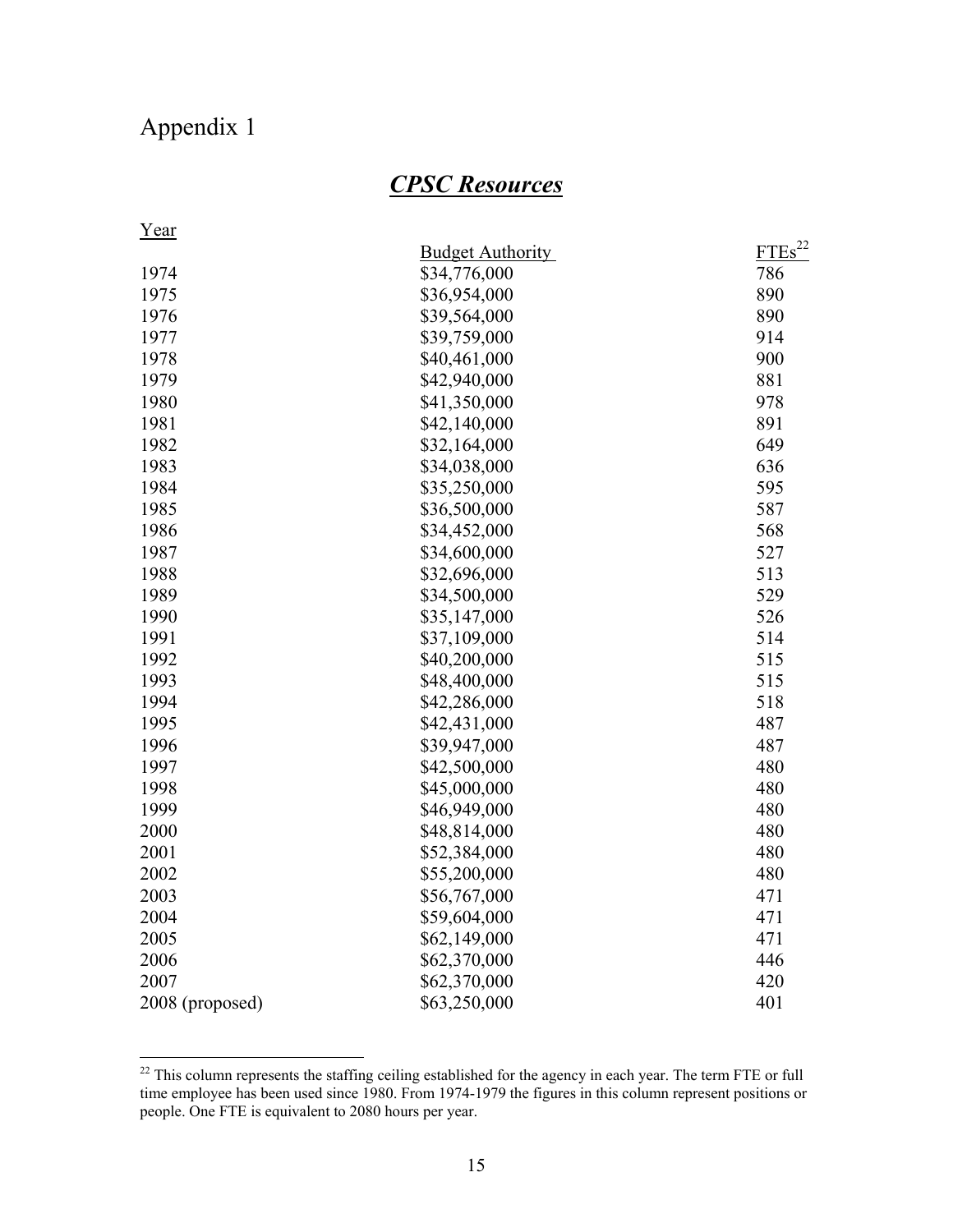# Appendix 1

## ***CPSC Resources***

| Year | Budget Authority | FTEs[22] |
|---|---|---|
| 1974 | $34,776,000 | 786 |
| 1975 | $36,954,000 | 890 |
| 1976 | $39,564,000 | 890 |
| 1977 | $39,759,000 | 914 |
| 1978 | $40,461,000 | 900 |
| 1979 | $42,940,000 | 881 |
| 1980 | $41,350,000 | 978 |
| 1981 | $42,140,000 | 891 |
| 1982 | $32,164,000 | 649 |
| 1983 | $34,038,000 | 636 |
| 1984 | $35,250,000 | 595 |
| 1985 | $36,500,000 | 587 |
| 1986 | $34,452,000 | 568 |
| 1987 | $34,600,000 | 527 |
| 1988 | $32,696,000 | 513 |
| 1989 | $34,500,000 | 529 |
| 1990 | $35,147,000 | 526 |
| 1991 | $37,109,000 | 514 |
| 1992 | $40,200,000 | 515 |
| 1993 | $48,400,000 | 515 |
| 1994 | $42,286,000 | 518 |
| 1995 | $42,431,000 | 487 |
| 1996 | $39,947,000 | 487 |
| 1997 | $42,500,000 | 480 |
| 1998 | $45,000,000 | 480 |
| 1999 | $46,949,000 | 480 |
| 2000 | $48,814,000 | 480 |
| 2001 | $52,384,000 | 480 |
| 2002 | $55,200,000 | 480 |
| 2003 | $56,767,000 | 471 |
| 2004 | $59,604,000 | 471 |
| 2005 | $62,149,000 | 471 |
| 2006 | $62,370,000 | 446 |
| 2007 | $62,370,000 | 420 |
| 2008 (proposed) | $63,250,000 | 401 |

[22] This column represents the staffing ceiling established for the agency in each year. The term FTE or full time employee has been used since 1980. From 1974-1979 the figures in this column represent positions or people. One FTE is equivalent to 2080 hours per year.